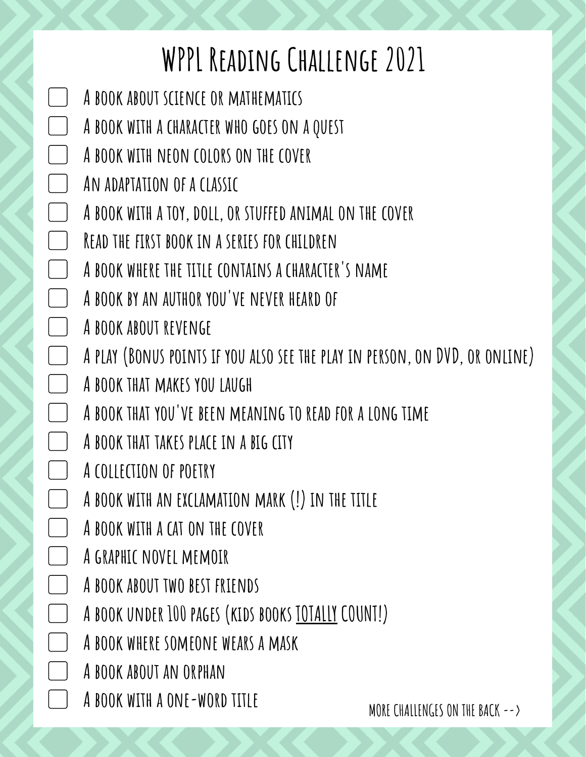# WPPL Reading Challenge 2021

- [ ] A book about science or mathematics
- [ ] A book with a character who goes on a quest
- [ ] A book with neon colors on the cover
- [ ] An adaptation of a classic
- [ ] A book with a toy, doll, or stuffed animal on the cover
- [ ] Read the first book in a series for children
- [ ] A book where the title contains a character's name
- [ ] A book by an author you've never heard of
- [ ] A book about revenge
- [ ] A play (Bonus points if you also see the play in person, on DVD, or online)
- [ ] A book that makes you laugh
- [ ] A book that you've been meaning to read for a long time
- [ ] A book that takes place in a big city
- [ ] A collection of poetry
- [ ] A book with an exclamation mark (!) in the title
- [ ] A book with a cat on the cover
- [ ] A graphic novel memoir
- [ ] A book about two best friends
- [ ] A book under 100 pages (kids books <u>TOTALLY</u> COUNT!)
- [ ] A book where someone wears a mask
- [ ] A book about an orphan
- [ ] A book with a one-word title

more challenges on the back -->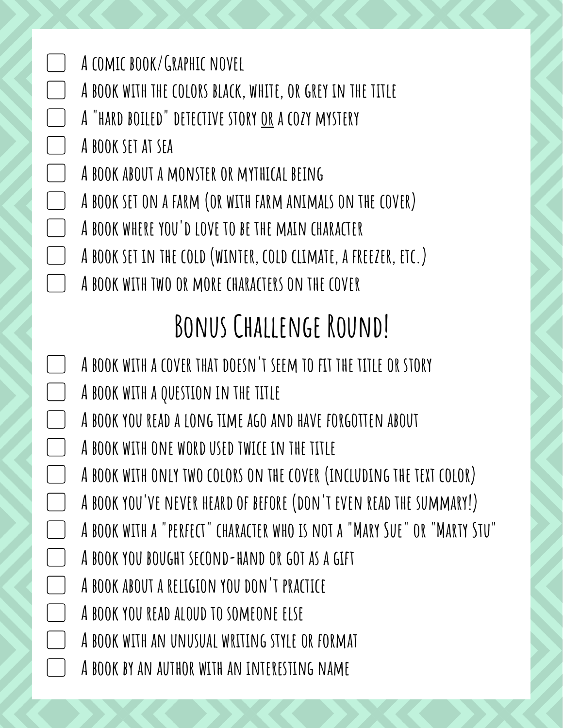- [ ] A comic book/Graphic novel
- [ ] A book with the colors black, white, or grey in the title
- [ ] A "hard boiled" detective story <u>or</u> a cozy mystery
- [ ] A book set at sea
- [ ] A book about a monster or mythical being
- [ ] A book set on a farm (or with farm animals on the cover)
- [ ] A book where you'd love to be the main character
- [ ] A book set in the cold (winter, cold climate, a freezer, etc.)
- [ ] A book with two or more characters on the cover

## Bonus Challenge Round!

- [ ] A book with a cover that doesn't seem to fit the title or story
- [ ] A book with a question in the title
- [ ] A book you read a long time ago and have forgotten about
- [ ] A book with one word used twice in the title
- [ ] A book with only two colors on the cover (including the text color)
- [ ] A book you've never heard of before (don't even read the summary!)
- [ ] A book with a "perfect" character who is not a "Mary Sue" or "Marty Stu"
- [ ] A book you bought second-hand or got as a gift
- [ ] A book about a religion you don't practice
- [ ] A book you read aloud to someone else
- [ ] A book with an unusual writing style or format
- [ ] A book by an author with an interesting name